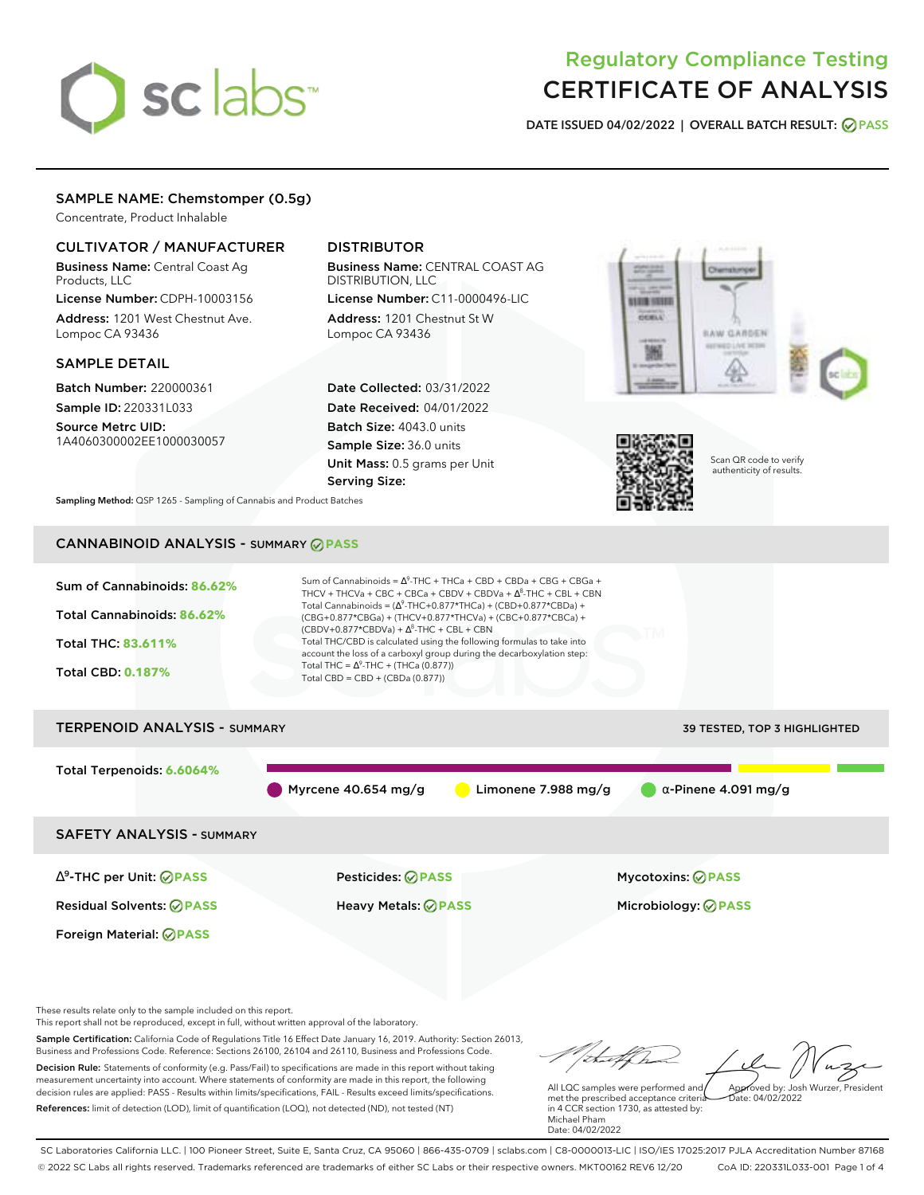# Regulatory Compliance Testing
# CERTIFICATE OF ANALYSIS

**DATE ISSUED** 04/02/2022 | **OVERALL BATCH RESULT:** PASS

## SAMPLE NAME: Chemstomper (0.5g)

Concentrate, Product Inhalable

### CULTIVATOR / MANUFACTURER

**Business Name:** Central Coast Ag Products, LLC
**License Number:** CDPH-10003156
**Address:** 1201 West Chestnut Ave. Lompoc CA 93436

### DISTRIBUTOR

**Business Name:** CENTRAL COAST AG DISTRIBUTION, LLC
**License Number:** C11-0000496-LIC
**Address:** 1201 Chestnut St W Lompoc CA 93436

### SAMPLE DETAIL

**Batch Number:** 220000361
**Sample ID:** 220331L033
**Source Metrc UID:** 1A4060300002EE1000030057

**Date Collected:** 03/31/2022
**Date Received:** 04/01/2022
**Batch Size:** 4043.0 units
**Sample Size:** 36.0 units
**Unit Mass:** 0.5 grams per Unit
**Serving Size:**

Scan QR code to verify authenticity of results.

**Sampling Method:** QSP 1265 - Sampling of Cannabis and Product Batches

## CANNABINOID ANALYSIS - SUMMARY PASS

**Sum of Cannabinoids:** 86.62%
**Total Cannabinoids:** 86.62%
**Total THC:** 83.611%
**Total CBD:** 0.187%

Sum of Cannabinoids = $\Delta^9$-THC + THCa + CBD + CBDa + CBG + CBGa + THCV + THCVa + CBC + CBCa + CBDV + CBDVa + $\Delta^8$-THC + CBL + CBN
Total Cannabinoids = ($\Delta^9$-THC+0.877*THCa) + (CBD+0.877*CBDa) + (CBG+0.877*CBGa) + (THCV+0.877*THCVa) + (CBC+0.877*CBCa) + (CBDV+0.877*CBDVa) + $\Delta^8$-THC + CBL + CBN
Total THC/CBD is calculated using the following formulas to take into account the loss of a carboxyl group during the decarboxylation step:
Total THC = $\Delta^9$-THC + (THCa (0.877))
Total CBD = CBD + (CBDa (0.877))

## TERPENOID ANALYSIS - SUMMARY

39 TESTED, TOP 3 HIGHLIGHTED

**Total Terpenoids:** 6.6064%

Myrcene 40.654 mg/g | Limonene 7.988 mg/g | α-Pinene 4.091 mg/g

## SAFETY ANALYSIS - SUMMARY

| | | |
|---|---|---|
| $\Delta^9$-THC per Unit: PASS | Pesticides: PASS | Mycotoxins: PASS |
| Residual Solvents: PASS | Heavy Metals: PASS | Microbiology: PASS |
| Foreign Material: PASS | | |

These results relate only to the sample included on this report.
This report shall not be reproduced, except in full, without written approval of the laboratory.

**Sample Certification:** California Code of Regulations Title 16 Effect Date January 16, 2019. Authority: Section 26013, Business and Professions Code. Reference: Sections 26100, 26104 and 26110, Business and Professions Code.

**Decision Rule:** Statements of conformity (e.g. Pass/Fail) to specifications are made in this report without taking measurement uncertainty into account. Where statements of conformity are made in this report, the following decision rules are applied: PASS - Results within limits/specifications, FAIL - Results exceed limits/specifications.

**References:** limit of detection (LOD), limit of quantification (LOQ), not detected (ND), not tested (NT)

All LQC samples were performed and met the prescribed acceptance criteria in 4 CCR section 1730, as attested by: Michael Pham
Date: 04/02/2022

Approved by: Josh Wurzer, President
Date: 04/02/2022

SC Laboratories California LLC. | 100 Pioneer Street, Suite E, Santa Cruz, CA 95060 | 866-435-0709 | sclabs.com | C8-0000013-LIC | ISO/IES 17025:2017 PJLA Accreditation Number 87168
© 2022 SC Labs all rights reserved. Trademarks referenced are trademarks of either SC Labs or their respective owners. MKT00162 REV6 12/20 CoA ID: 220331L033-001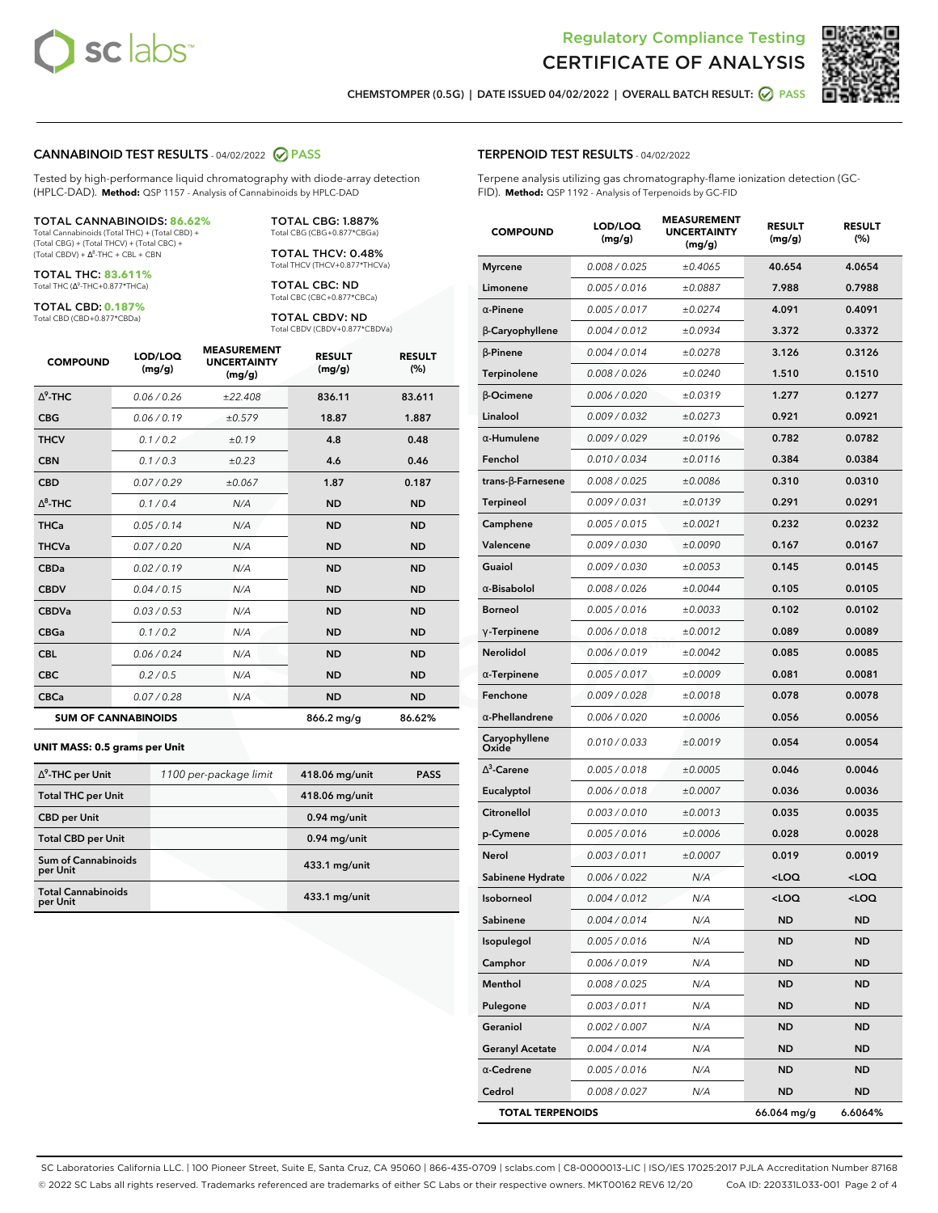Regulatory Compliance Testing
# CERTIFICATE OF ANALYSIS

CHEMSTOMPER (0.5G) | DATE ISSUED 04/02/2022 | OVERALL BATCH RESULT: PASS

## CANNABINOID TEST RESULTS - 04/02/2022 PASS

Tested by high-performance liquid chromatography with diode-array detection (HPLC-DAD). **Method:** QSP 1157 - Analysis of Cannabinoids by HPLC-DAD

**TOTAL CANNABINOIDS: 86.62%**
Total Cannabinoids (Total THC) + (Total CBD) + (Total CBG) + (Total THCV) + (Total CBC) + (Total CBDV) + $\Delta^8$-THC + CBL + CBN

**TOTAL THC: 83.611%**
Total THC ($\Delta^9$-THC+0.877*THCa)

**TOTAL CBD: 0.187%**
Total CBD (CBD+0.877*CBDa)

**TOTAL CBG: 1.887%**
Total CBG (CBG+0.877*CBGa)

**TOTAL THCV: 0.48%**
Total THCV (THCV+0.877*THCVa)

**TOTAL CBC: ND**
Total CBC (CBC+0.877*CBCa)

**TOTAL CBDV: ND**
Total CBDV (CBDV+0.877*CBDVa)

| COMPOUND | LOD/LOQ (mg/g) | MEASUREMENT UNCERTAINTY (mg/g) | RESULT (mg/g) | RESULT (%) |
|---|---|---|---|---|
| $\Delta^9$-THC | 0.06 / 0.26 | ±22.408 | 836.11 | 83.611 |
| CBG | 0.06 / 0.19 | ±0.579 | 18.87 | 1.887 |
| THCV | 0.1 / 0.2 | ±0.19 | 4.8 | 0.48 |
| CBN | 0.1 / 0.3 | ±0.23 | 4.6 | 0.46 |
| CBD | 0.07 / 0.29 | ±0.067 | 1.87 | 0.187 |
| $\Delta^8$-THC | 0.1 / 0.4 | N/A | ND | ND |
| THCa | 0.05 / 0.14 | N/A | ND | ND |
| THCVa | 0.07 / 0.20 | N/A | ND | ND |
| CBDa | 0.02 / 0.19 | N/A | ND | ND |
| CBDV | 0.04 / 0.15 | N/A | ND | ND |
| CBDVa | 0.03 / 0.53 | N/A | ND | ND |
| CBGa | 0.1 / 0.2 | N/A | ND | ND |
| CBL | 0.06 / 0.24 | N/A | ND | ND |
| CBC | 0.2 / 0.5 | N/A | ND | ND |
| CBCa | 0.07 / 0.28 | N/A | ND | ND |
| **SUM OF CANNABINOIDS** | | | 866.2 mg/g | 86.62% |

**UNIT MASS: 0.5 grams per Unit**

| | | | |
|---|---|---|---|
| $\Delta^9$-THC per Unit | 1100 per-package limit | 418.06 mg/unit | PASS |
| Total THC per Unit | | 418.06 mg/unit | |
| CBD per Unit | | 0.94 mg/unit | |
| Total CBD per Unit | | 0.94 mg/unit | |
| Sum of Cannabinoids per Unit | | 433.1 mg/unit | |
| Total Cannabinoids per Unit | | 433.1 mg/unit | |

## TERPENOID TEST RESULTS - 04/02/2022

Terpene analysis utilizing gas chromatography-flame ionization detection (GC-FID). **Method:** QSP 1192 - Analysis of Terpenoids by GC-FID

| COMPOUND | LOD/LOQ (mg/g) | MEASUREMENT UNCERTAINTY (mg/g) | RESULT (mg/g) | RESULT (%) |
|---|---|---|---|---|
| Myrcene | 0.008 / 0.025 | ±0.4065 | 40.654 | 4.0654 |
| Limonene | 0.005 / 0.016 | ±0.0887 | 7.988 | 0.7988 |
| α-Pinene | 0.005 / 0.017 | ±0.0274 | 4.091 | 0.4091 |
| β-Caryophyllene | 0.004 / 0.012 | ±0.0934 | 3.372 | 0.3372 |
| β-Pinene | 0.004 / 0.014 | ±0.0278 | 3.126 | 0.3126 |
| Terpinolene | 0.008 / 0.026 | ±0.0240 | 1.510 | 0.1510 |
| β-Ocimene | 0.006 / 0.020 | ±0.0319 | 1.277 | 0.1277 |
| Linalool | 0.009 / 0.032 | ±0.0273 | 0.921 | 0.0921 |
| α-Humulene | 0.009 / 0.029 | ±0.0196 | 0.782 | 0.0782 |
| Fenchol | 0.010 / 0.034 | ±0.0116 | 0.384 | 0.0384 |
| trans-β-Farnesene | 0.008 / 0.025 | ±0.0086 | 0.310 | 0.0310 |
| Terpineol | 0.009 / 0.031 | ±0.0139 | 0.291 | 0.0291 |
| Camphene | 0.005 / 0.015 | ±0.0021 | 0.232 | 0.0232 |
| Valencene | 0.009 / 0.030 | ±0.0090 | 0.167 | 0.0167 |
| Guaiol | 0.009 / 0.030 | ±0.0053 | 0.145 | 0.0145 |
| α-Bisabolol | 0.008 / 0.026 | ±0.0044 | 0.105 | 0.0105 |
| Borneol | 0.005 / 0.016 | ±0.0033 | 0.102 | 0.0102 |
| γ-Terpinene | 0.006 / 0.018 | ±0.0012 | 0.089 | 0.0089 |
| Nerolidol | 0.006 / 0.019 | ±0.0042 | 0.085 | 0.0085 |
| α-Terpinene | 0.005 / 0.017 | ±0.0009 | 0.081 | 0.0081 |
| Fenchone | 0.009 / 0.028 | ±0.0018 | 0.078 | 0.0078 |
| α-Phellandrene | 0.006 / 0.020 | ±0.0006 | 0.056 | 0.0056 |
| Caryophyllene Oxide | 0.010 / 0.033 | ±0.0019 | 0.054 | 0.0054 |
| $\Delta^3$-Carene | 0.005 / 0.018 | ±0.0005 | 0.046 | 0.0046 |
| Eucalyptol | 0.006 / 0.018 | ±0.0007 | 0.036 | 0.0036 |
| Citronellol | 0.003 / 0.010 | ±0.0013 | 0.035 | 0.0035 |
| p-Cymene | 0.005 / 0.016 | ±0.0006 | 0.028 | 0.0028 |
| Nerol | 0.003 / 0.011 | ±0.0007 | 0.019 | 0.0019 |
| Sabinene Hydrate | 0.006 / 0.022 | N/A | <LOQ | <LOQ |
| Isoborneol | 0.004 / 0.012 | N/A | <LOQ | <LOQ |
| Sabinene | 0.004 / 0.014 | N/A | ND | ND |
| Isopulegol | 0.005 / 0.016 | N/A | ND | ND |
| Camphor | 0.006 / 0.019 | N/A | ND | ND |
| Menthol | 0.008 / 0.025 | N/A | ND | ND |
| Pulegone | 0.003 / 0.011 | N/A | ND | ND |
| Geraniol | 0.002 / 0.007 | N/A | ND | ND |
| Geranyl Acetate | 0.004 / 0.014 | N/A | ND | ND |
| α-Cedrene | 0.005 / 0.016 | N/A | ND | ND |
| Cedrol | 0.008 / 0.027 | N/A | ND | ND |
| **TOTAL TERPENOIDS** | | | 66.064 mg/g | 6.6064% |

SC Laboratories California LLC. | 100 Pioneer Street, Suite E, Santa Cruz, CA 95060 | 866-435-0709 | sclabs.com | C8-0000013-LIC | ISO/IES 17025:2017 PJLA Accreditation Number 87168
© 2022 SC Labs all rights reserved. Trademarks referenced are trademarks of either SC Labs or their respective owners. MKT00162 REV6 12/20 CoA ID: 220331L033-001